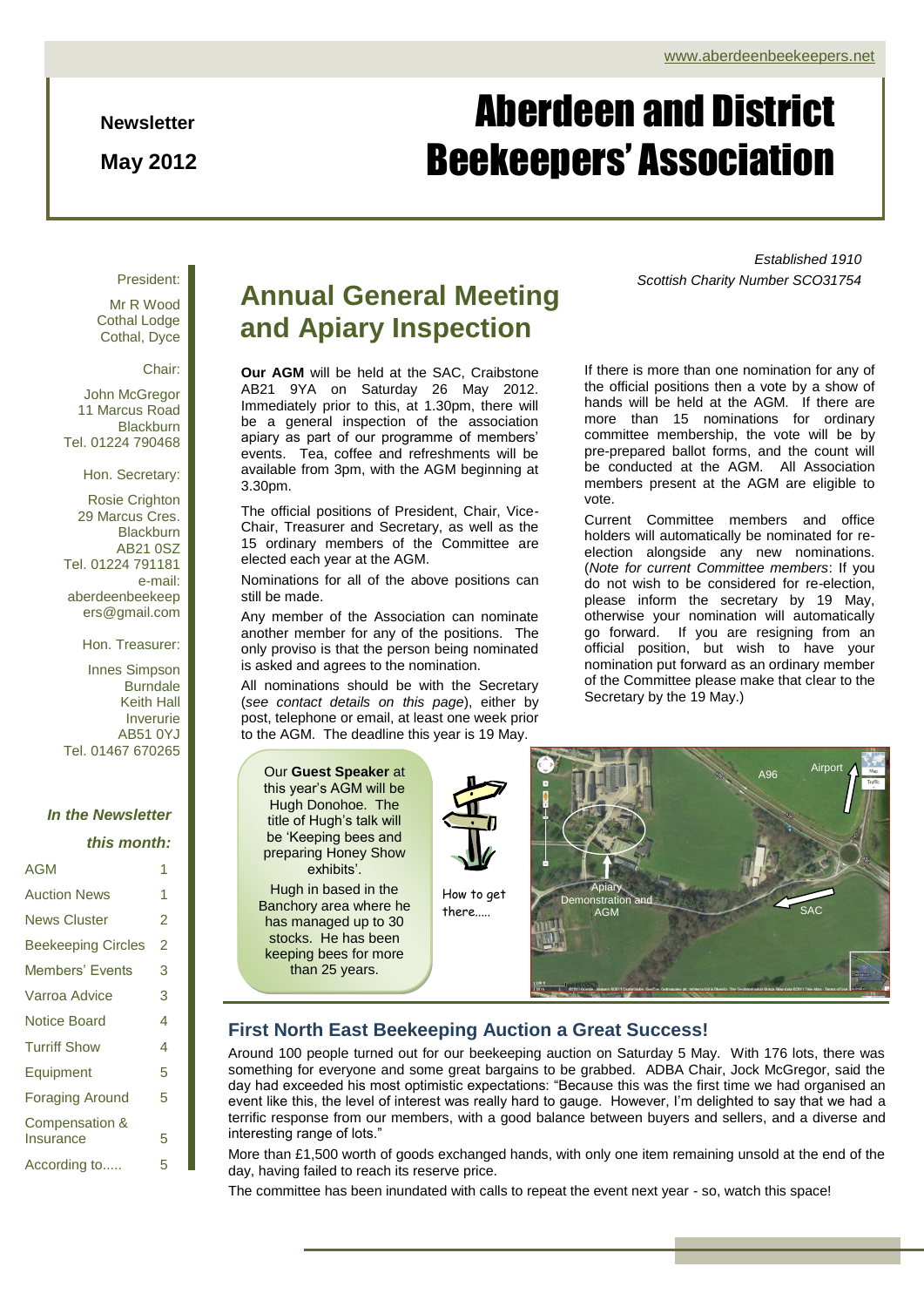www.aberdeenbeekeepers.net

**Newsletter**

**May 2012**

# Aberdeen and District Beekeepers' Association

*Established 1910*
*Scottish Charity Number SCO31754*

President:

Mr R Wood
Cothal Lodge
Cothal, Dyce

Chair:

John McGregor
11 Marcus Road
Blackburn
Tel. 01224 790468

Hon. Secretary:

Rosie Crighton
29 Marcus Cres.
Blackburn
AB21 0SZ
Tel. 01224 791181
e-mail:
aberdeenbeekeepers@gmail.com

Hon. Treasurer:

Innes Simpson
Burndale
Keith Hall
Inverurie
AB51 0YJ
Tel. 01467 670265

***In the Newsletter this month:***

| | |
|---|---|
| AGM | 1 |
| Auction News | 1 |
| News Cluster | 2 |
| Beekeeping Circles | 2 |
| Members' Events | 3 |
| Varroa Advice | 3 |
| Notice Board | 4 |
| Turriff Show | 4 |
| Equipment | 5 |
| Foraging Around | 5 |
| Compensation & Insurance | 5 |
| According to..... | 5 |

## Annual General Meeting and Apiary Inspection

**Our AGM** will be held at the SAC, Craibstone AB21 9YA on Saturday 26 May 2012. Immediately prior to this, at 1.30pm, there will be a general inspection of the association apiary as part of our programme of members' events. Tea, coffee and refreshments will be available from 3pm, with the AGM beginning at 3.30pm.

The official positions of President, Chair, Vice-Chair, Treasurer and Secretary, as well as the 15 ordinary members of the Committee are elected each year at the AGM.

Nominations for all of the above positions can still be made.

Any member of the Association can nominate another member for any of the positions. The only proviso is that the person being nominated is asked and agrees to the nomination.

All nominations should be with the Secretary (*see contact details on this page*), either by post, telephone or email, at least one week prior to the AGM. The deadline this year is 19 May.

If there is more than one nomination for any of the official positions then a vote by a show of hands will be held at the AGM. If there are more than 15 nominations for ordinary committee membership, the vote will be by pre-prepared ballot forms, and the count will be conducted at the AGM. All Association members present at the AGM are eligible to vote.

Current Committee members and office holders will automatically be nominated for re-election alongside any new nominations. (*Note for current Committee members*: If you do not wish to be considered for re-election, please inform the secretary by 19 May, otherwise your nomination will automatically go forward. If you are resigning from an official position, but wish to have your nomination put forward as an ordinary member of the Committee please make that clear to the Secretary by the 19 May.)

Our **Guest Speaker** at this year's AGM will be Hugh Donohoe. The title of Hugh's talk will be 'Keeping bees and preparing Honey Show exhibits'.

Hugh in based in the Banchory area where he has managed up to 30 stocks. He has been keeping bees for more than 25 years.

How to get there.....

A96 · Airport · Apiary Demonstration and AGM · SAC

## First North East Beekeeping Auction a Great Success!

Around 100 people turned out for our beekeeping auction on Saturday 5 May. With 176 lots, there was something for everyone and some great bargains to be grabbed. ADBA Chair, Jock McGregor, said the day had exceeded his most optimistic expectations: "Because this was the first time we had organised an event like this, the level of interest was really hard to gauge. However, I'm delighted to say that we had a terrific response from our members, with a good balance between buyers and sellers, and a diverse and interesting range of lots."

More than £1,500 worth of goods exchanged hands, with only one item remaining unsold at the end of the day, having failed to reach its reserve price.

The committee has been inundated with calls to repeat the event next year - so, watch this space!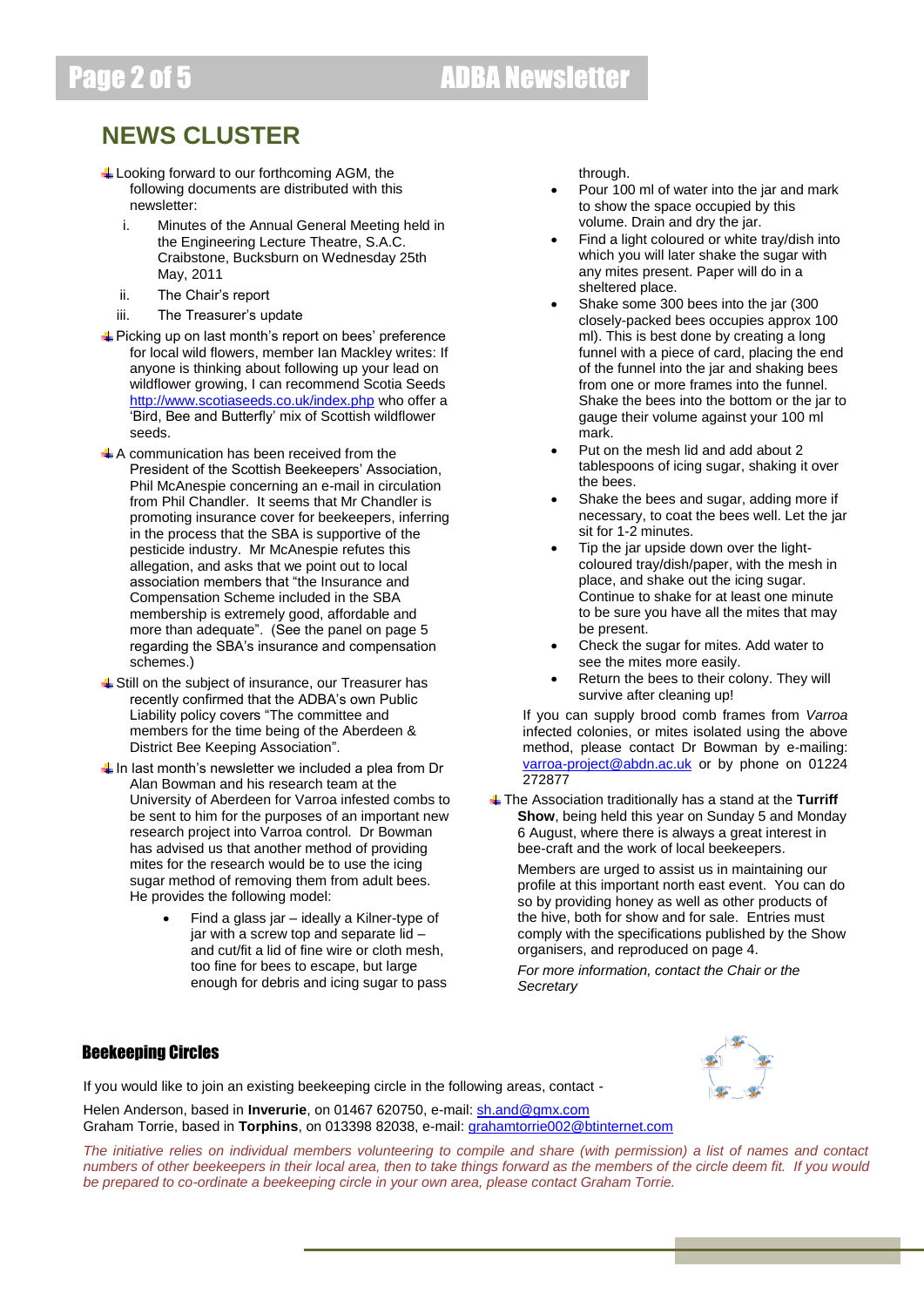## NEWS CLUSTER

- Looking forward to our forthcoming AGM, the following documents are distributed with this newsletter:
  1. Minutes of the Annual General Meeting held in the Engineering Lecture Theatre, S.A.C. Craibstone, Bucksburn on Wednesday 25th May, 2011
  2. The Chair's report
  3. The Treasurer's update
- Picking up on last month's report on bees' preference for local wild flowers, member Ian Mackley writes: If anyone is thinking about following up your lead on wildflower growing, I can recommend Scotia Seeds http://www.scotiaseeds.co.uk/index.php who offer a 'Bird, Bee and Butterfly' mix of Scottish wildflower seeds.
- A communication has been received from the President of the Scottish Beekeepers' Association, Phil McAnespie concerning an e-mail in circulation from Phil Chandler. It seems that Mr Chandler is promoting insurance cover for beekeepers, inferring in the process that the SBA is supportive of the pesticide industry. Mr McAnespie refutes this allegation, and asks that we point out to local association members that "The Insurance and Compensation Scheme included in the SBA membership is extremely good, affordable and more than adequate". (See the panel on page 5 regarding the SBA's insurance and compensation schemes.)
- Still on the subject of insurance, our Treasurer has recently confirmed that the ADBA's own Public Liability policy covers "The committee and members for the time being of the Aberdeen & District Bee Keeping Association".
- In last month's newsletter we included a plea from Dr Alan Bowman and his research team at the University of Aberdeen for Varroa infested combs to be sent to him for the purposes of an important new research project into Varroa control. Dr Bowman has advised us that another method of providing mites for the research would be to use the icing sugar method of removing them from adult bees. He provides the following model:
  - Find a glass jar – ideally a Kilner-type of jar with a screw top and separate lid – and cut/fit a lid of fine wire or cloth mesh, too fine for bees to escape, but large enough for debris and icing sugar to pass through.
  - Pour 100 ml of water into the jar and mark to show the space occupied by this volume. Drain and dry the jar.
  - Find a light coloured or white tray/dish into which you will later shake the sugar with any mites present. Paper will do in a sheltered place.
  - Shake some 300 bees into the jar (300 closely-packed bees occupies approx 100 ml). This is best done by creating a long funnel with a piece of card, placing the end of the funnel into the jar and shaking bees from one or more frames into the funnel. Shake the bees into the bottom or the jar to gauge their volume against your 100 ml mark.
  - Put on the mesh lid and add about 2 tablespoons of icing sugar, shaking it over the bees.
  - Shake the bees and sugar, adding more if necessary, to coat the bees well. Let the jar sit for 1-2 minutes.
  - Tip the jar upside down over the light-coloured tray/dish/paper, with the mesh in place, and shake out the icing sugar. Continue to shake for at least one minute to be sure you have all the mites that may be present.
  - Check the sugar for mites. Add water to see the mites more easily.
  - Return the bees to their colony. They will survive after cleaning up!

  If you can supply brood comb frames from *Varroa* infected colonies, or mites isolated using the above method, please contact Dr Bowman by e-mailing: varroa-project@abdn.ac.uk or by phone on 01224 272877
- The Association traditionally has a stand at the **Turriff Show**, being held this year on Sunday 5 and Monday 6 August, where there is always a great interest in bee-craft and the work of local beekeepers.

  Members are urged to assist us in maintaining our profile at this important north east event. You can do so by providing honey as well as other products of the hive, both for show and for sale. Entries must comply with the specifications published by the Show organisers, and reproduced on page 4.

  *For more information, contact the Chair or the Secretary*

### Beekeeping Circles

If you would like to join an existing beekeeping circle in the following areas, contact -

Helen Anderson, based in **Inverurie**, on 01467 620750, e-mail: sh.and@gmx.com
Graham Torrie, based in **Torphins**, on 013398 82038, e-mail: grahamtorrie002@btinternet.com

*The initiative relies on individual members volunteering to compile and share (with permission) a list of names and contact numbers of other beekeepers in their local area, then to take things forward as the members of the circle deem fit. If you would be prepared to co-ordinate a beekeeping circle in your own area, please contact Graham Torrie.*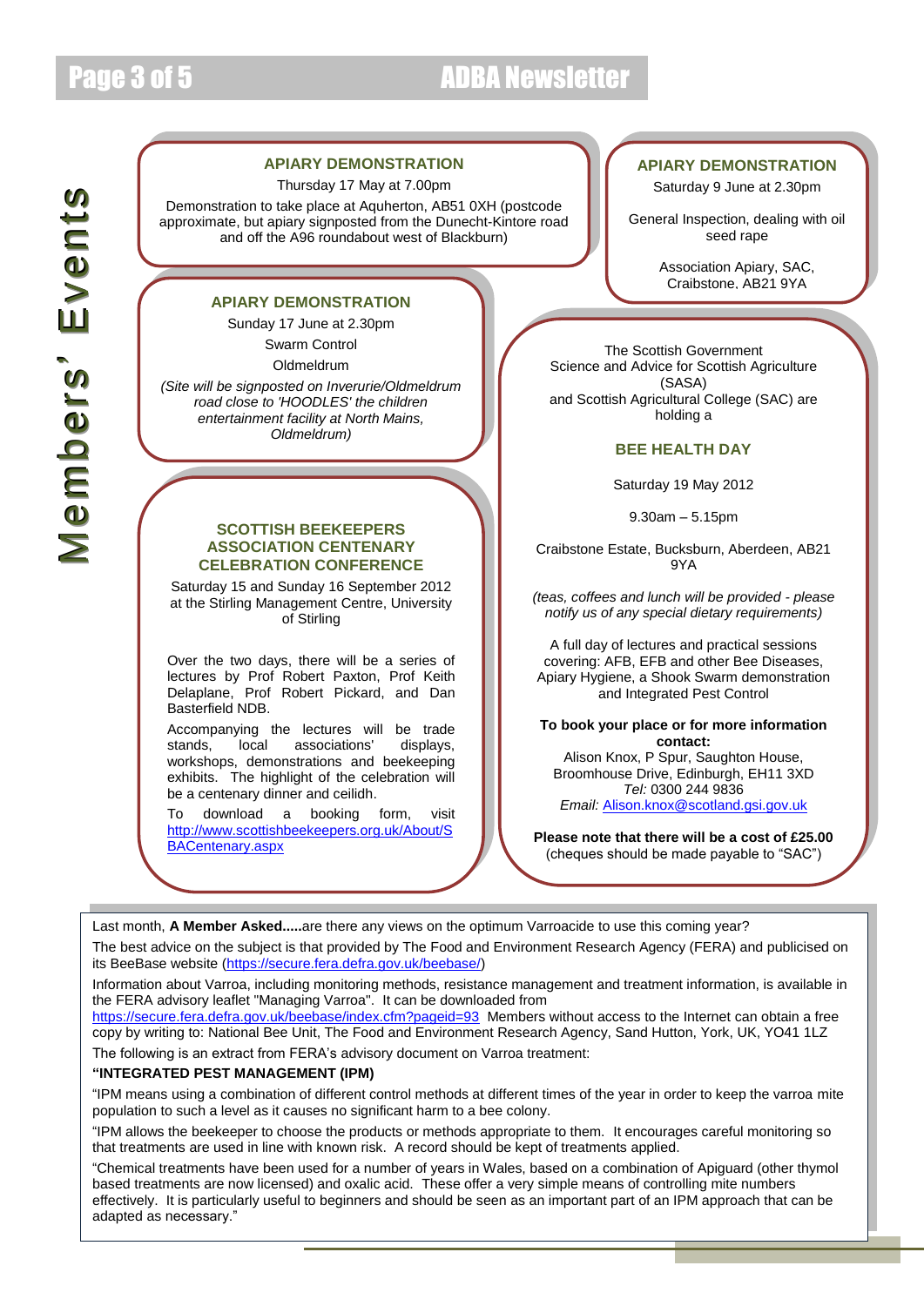# Members' Events

## APIARY DEMONSTRATION

Thursday 17 May at 7.00pm

Demonstration to take place at Aquherton, AB51 0XH (postcode approximate, but apiary signposted from the Dunecht-Kintore road and off the A96 roundabout west of Blackburn)

## APIARY DEMONSTRATION

Saturday 9 June at 2.30pm

General Inspection, dealing with oil seed rape

Association Apiary, SAC, Craibstone, AB21 9YA

## APIARY DEMONSTRATION

Sunday 17 June at 2.30pm

Swarm Control

Oldmeldrum

*(Site will be signposted on Inverurie/Oldmeldrum road close to 'HOODLES' the children entertainment facility at North Mains, Oldmeldrum)*

## SCOTTISH BEEKEEPERS ASSOCIATION CENTENARY CELEBRATION CONFERENCE

Saturday 15 and Sunday 16 September 2012 at the Stirling Management Centre, University of Stirling

Over the two days, there will be a series of lectures by Prof Robert Paxton, Prof Keith Delaplane, Prof Robert Pickard, and Dan Basterfield NDB.

Accompanying the lectures will be trade stands, local associations' displays, workshops, demonstrations and beekeeping exhibits. The highlight of the celebration will be a centenary dinner and ceilidh.

To download a booking form, visit http://www.scottishbeekeepers.org.uk/About/SBACentenary.aspx

The Scottish Government Science and Advice for Scottish Agriculture (SASA) and Scottish Agricultural College (SAC) are holding a

## BEE HEALTH DAY

Saturday 19 May 2012

9.30am – 5.15pm

Craibstone Estate, Bucksburn, Aberdeen, AB21 9YA

*(teas, coffees and lunch will be provided - please notify us of any special dietary requirements)*

A full day of lectures and practical sessions covering: AFB, EFB and other Bee Diseases, Apiary Hygiene, a Shook Swarm demonstration and Integrated Pest Control

**To book your place or for more information contact:**
Alison Knox, P Spur, Saughton House, Broomhouse Drive, Edinburgh, EH11 3XD
*Tel:* 0300 244 9836
*Email:* Alison.knox@scotland.gsi.gov.uk

**Please note that there will be a cost of £25.00** (cheques should be made payable to "SAC")

---

Last month, **A Member Asked.....**are there any views on the optimum Varroacide to use this coming year?

The best advice on the subject is that provided by The Food and Environment Research Agency (FERA) and publicised on its BeeBase website (https://secure.fera.defra.gov.uk/beebase/)

Information about Varroa, including monitoring methods, resistance management and treatment information, is available in the FERA advisory leaflet "Managing Varroa". It can be downloaded from https://secure.fera.defra.gov.uk/beebase/index.cfm?pageid=93 Members without access to the Internet can obtain a free copy by writing to: National Bee Unit, The Food and Environment Research Agency, Sand Hutton, York, UK, YO41 1LZ

The following is an extract from FERA's advisory document on Varroa treatment:

**"INTEGRATED PEST MANAGEMENT (IPM)**

"IPM means using a combination of different control methods at different times of the year in order to keep the varroa mite population to such a level as it causes no significant harm to a bee colony.

"IPM allows the beekeeper to choose the products or methods appropriate to them. It encourages careful monitoring so that treatments are used in line with known risk. A record should be kept of treatments applied.

"Chemical treatments have been used for a number of years in Wales, based on a combination of Apiguard (other thymol based treatments are now licensed) and oxalic acid. These offer a very simple means of controlling mite numbers effectively. It is particularly useful to beginners and should be seen as an important part of an IPM approach that can be adapted as necessary."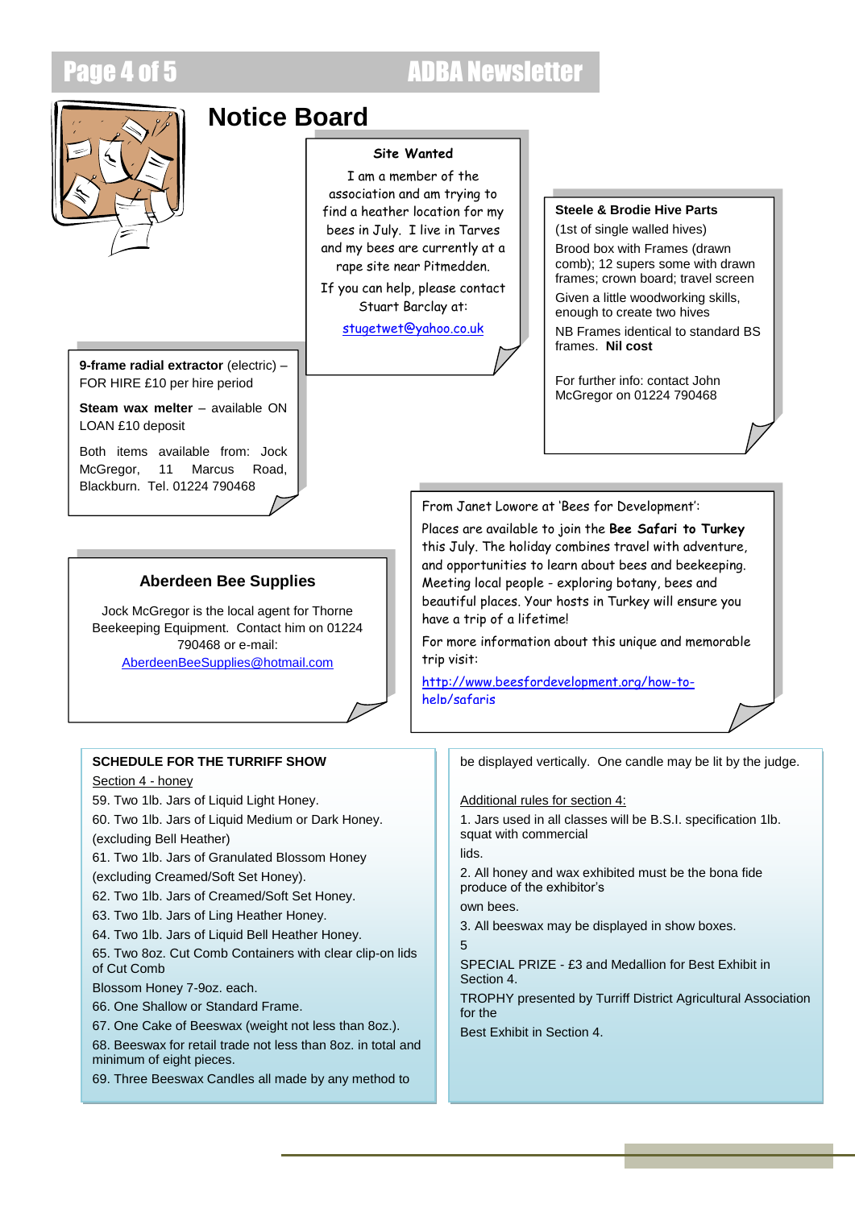# Notice Board

**Site Wanted**

I am a member of the association and am trying to find a heather location for my bees in July. I live in Tarves and my bees are currently at a rape site near Pitmedden.

If you can help, please contact Stuart Barclay at:

stugetwet@yahoo.co.uk

**Steele & Brodie Hive Parts**

(1st of single walled hives)

Brood box with Frames (drawn comb); 12 supers some with drawn frames; crown board; travel screen

Given a little woodworking skills, enough to create two hives

NB Frames identical to standard BS frames. **Nil cost**

For further info: contact John McGregor on 01224 790468

**9-frame radial extractor** (electric) – FOR HIRE £10 per hire period

**Steam wax melter** – available ON LOAN £10 deposit

Both items available from: Jock McGregor, 11 Marcus Road, Blackburn. Tel. 01224 790468

From Janet Lowore at 'Bees for Development':

Places are available to join the **Bee Safari to Turkey** this July. The holiday combines travel with adventure, and opportunities to learn about bees and beekeeping. Meeting local people - exploring botany, bees and beautiful places. Your hosts in Turkey will ensure you have a trip of a lifetime!

For more information about this unique and memorable trip visit:

http://www.beesfordevelopment.org/how-to-help/safaris

**Aberdeen Bee Supplies**

Jock McGregor is the local agent for Thorne Beekeeping Equipment. Contact him on 01224 790468 or e-mail:
AberdeenBeeSupplies@hotmail.com

**SCHEDULE FOR THE TURRIFF SHOW**

Section 4 - honey

59. Two 1lb. Jars of Liquid Light Honey.
60. Two 1lb. Jars of Liquid Medium or Dark Honey. (excluding Bell Heather)
61. Two 1lb. Jars of Granulated Blossom Honey (excluding Creamed/Soft Set Honey).
62. Two 1lb. Jars of Creamed/Soft Set Honey.
63. Two 1lb. Jars of Ling Heather Honey.
64. Two 1lb. Jars of Liquid Bell Heather Honey.
65. Two 8oz. Cut Comb Containers with clear clip-on lids of Cut Comb Blossom Honey 7-9oz. each.
66. One Shallow or Standard Frame.
67. One Cake of Beeswax (weight not less than 8oz.).
68. Beeswax for retail trade not less than 8oz. in total and minimum of eight pieces.
69. Three Beeswax Candles all made by any method to be displayed vertically. One candle may be lit by the judge.

Additional rules for section 4:

1. Jars used in all classes will be B.S.I. specification 1lb. squat with commercial lids.
2. All honey and wax exhibited must be the bona fide produce of the exhibitor's own bees.
3. All beeswax may be displayed in show boxes.

5

SPECIAL PRIZE - £3 and Medallion for Best Exhibit in Section 4.

TROPHY presented by Turriff District Agricultural Association for the Best Exhibit in Section 4.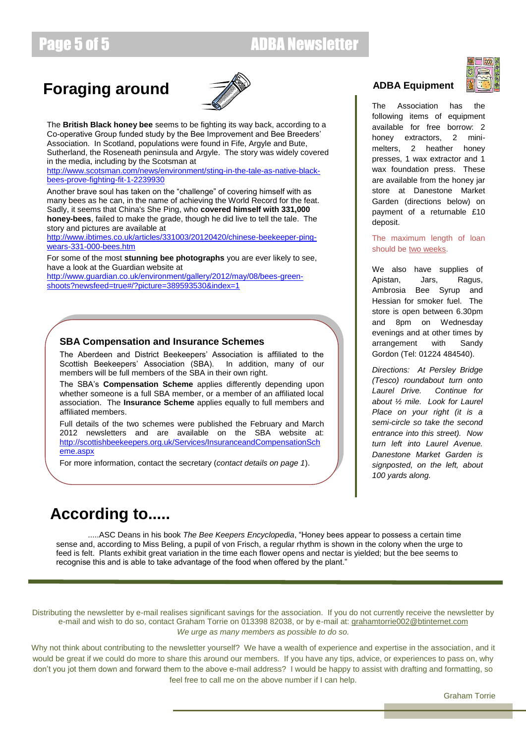## Foraging around

The **British Black honey bee** seems to be fighting its way back, according to a Co-operative Group funded study by the Bee Improvement and Bee Breeders' Association. In Scotland, populations were found in Fife, Argyle and Bute, Sutherland, the Roseneath peninsula and Argyle. The story was widely covered in the media, including by the Scotsman at http://www.scotsman.com/news/environment/sting-in-the-tale-as-native-black-bees-prove-fighting-fit-1-2239930

Another brave soul has taken on the "challenge" of covering himself with as many bees as he can, in the name of achieving the World Record for the feat. Sadly, it seems that China's She Ping, who **covered himself with 331,000 honey-bees**, failed to make the grade, though he did live to tell the tale. The story and pictures are available at http://www.ibtimes.co.uk/articles/331003/20120420/chinese-beekeeper-ping-wears-331-000-bees.htm

For some of the most **stunning bee photographs** you are ever likely to see, have a look at the Guardian website at http://www.guardian.co.uk/environment/gallery/2012/may/08/bees-green-shoots?newsfeed=true#/?picture=389593530&index=1

### SBA Compensation and Insurance Schemes

The Aberdeen and District Beekeepers' Association is affiliated to the Scottish Beekeepers' Association (SBA). In addition, many of our members will be full members of the SBA in their own right.

The SBA's **Compensation Scheme** applies differently depending upon whether someone is a full SBA member, or a member of an affiliated local association. The **Insurance Scheme** applies equally to full members and affiliated members.

Full details of the two schemes were published the February and March 2012 newsletters and are available on the SBA website at: http://scottishbeekeepers.org.uk/Services/InsuranceandCompensationScheme.aspx

For more information, contact the secretary (*contact details on page 1*).

## ADBA Equipment

The Association has the following items of equipment available for free borrow: 2 honey extractors, 2 mini-melters, 2 heather honey presses, 1 wax extractor and 1 wax foundation press. These are available from the honey jar store at Danestone Market Garden (directions below) on payment of a returnable £10 deposit.

The maximum length of loan should be two weeks.

We also have supplies of Apistan, Jars, Ragus, Ambrosia Bee Syrup and Hessian for smoker fuel. The store is open between 6.30pm and 8pm on Wednesday evenings and at other times by arrangement with Sandy Gordon (Tel: 01224 484540).

*Directions: At Persley Bridge (Tesco) roundabout turn onto Laurel Drive. Continue for about ½ mile. Look for Laurel Place on your right (it is a semi-circle so take the second entrance into this street). Now turn left into Laurel Avenue. Danestone Market Garden is signposted, on the left, about 100 yards along.*

## According to.....

.....ASC Deans in his book *The Bee Keepers Encyclopedia*, "Honey bees appear to possess a certain time sense and, according to Miss Beling, a pupil of von Frisch, a regular rhythm is shown in the colony when the urge to feed is felt. Plants exhibit great variation in the time each flower opens and nectar is yielded; but the bee seems to recognise this and is able to take advantage of the food when offered by the plant."

---

Distributing the newsletter by e-mail realises significant savings for the association. If you do not currently receive the newsletter by e-mail and wish to do so, contact Graham Torrie on 013398 82038, or by e-mail at: grahamtorrie002@btinternet.com
*We urge as many members as possible to do so.*

Why not think about contributing to the newsletter yourself? We have a wealth of experience and expertise in the association, and it would be great if we could do more to share this around our members. If you have any tips, advice, or experiences to pass on, why don't you jot them down and forward them to the above e-mail address? I would be happy to assist with drafting and formatting, so feel free to call me on the above number if I can help.

Graham Torrie